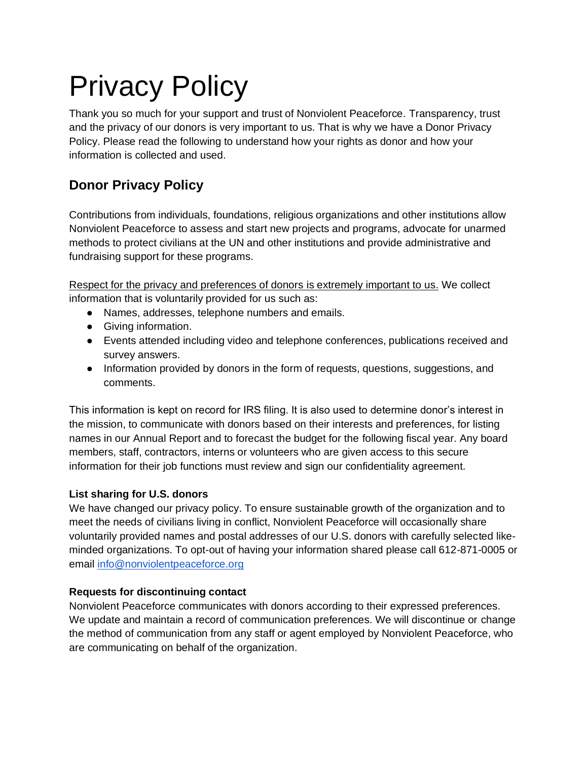# Privacy Policy

Thank you so much for your support and trust of Nonviolent Peaceforce. Transparency, trust and the privacy of our donors is very important to us. That is why we have a Donor Privacy Policy. Please read the following to understand how your rights as donor and how your information is collected and used.

## Donor Privacy Policy

Contributions from individuals, foundations, religious organizations and other institutions allow Nonviolent Peaceforce to assess and start new projects and programs, advocate for unarmed methods to protect civilians at the UN and other institutions and provide administrative and fundraising support for these programs.

<u>Respect for the privacy and preferences of donors is extremely important to us.</u> We collect information that is voluntarily provided for us such as:

- Names, addresses, telephone numbers and emails.
- Giving information.
- Events attended including video and telephone conferences, publications received and survey answers.
- Information provided by donors in the form of requests, questions, suggestions, and comments.

This information is kept on record for IRS filing. It is also used to determine donor's interest in the mission, to communicate with donors based on their interests and preferences, for listing names in our Annual Report and to forecast the budget for the following fiscal year. Any board members, staff, contractors, interns or volunteers who are given access to this secure information for their job functions must review and sign our confidentiality agreement.

### List sharing for U.S. donors

We have changed our privacy policy. To ensure sustainable growth of the organization and to meet the needs of civilians living in conflict, Nonviolent Peaceforce will occasionally share voluntarily provided names and postal addresses of our U.S. donors with carefully selected like-minded organizations. To opt-out of having your information shared please call 612-871-0005 or email info@nonviolentpeaceforce.org

### Requests for discontinuing contact

Nonviolent Peaceforce communicates with donors according to their expressed preferences. We update and maintain a record of communication preferences. We will discontinue or change the method of communication from any staff or agent employed by Nonviolent Peaceforce, who are communicating on behalf of the organization.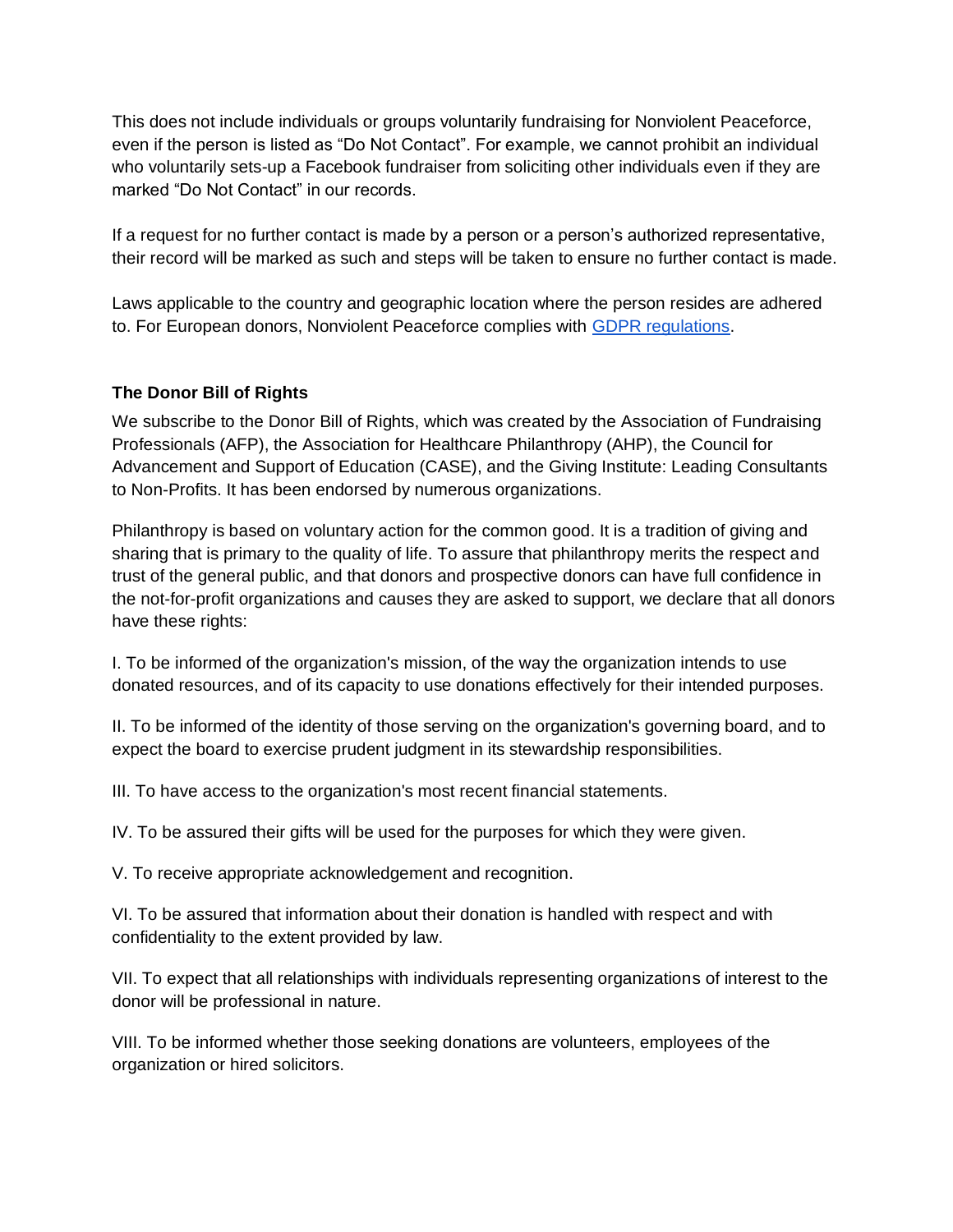This does not include individuals or groups voluntarily fundraising for Nonviolent Peaceforce, even if the person is listed as "Do Not Contact". For example, we cannot prohibit an individual who voluntarily sets-up a Facebook fundraiser from soliciting other individuals even if they are marked "Do Not Contact" in our records.

If a request for no further contact is made by a person or a person's authorized representative, their record will be marked as such and steps will be taken to ensure no further contact is made.

Laws applicable to the country and geographic location where the person resides are adhered to. For European donors, Nonviolent Peaceforce complies with GDPR regulations.

**The Donor Bill of Rights**

We subscribe to the Donor Bill of Rights, which was created by the Association of Fundraising Professionals (AFP), the Association for Healthcare Philanthropy (AHP), the Council for Advancement and Support of Education (CASE), and the Giving Institute: Leading Consultants to Non-Profits. It has been endorsed by numerous organizations.

Philanthropy is based on voluntary action for the common good. It is a tradition of giving and sharing that is primary to the quality of life. To assure that philanthropy merits the respect and trust of the general public, and that donors and prospective donors can have full confidence in the not-for-profit organizations and causes they are asked to support, we declare that all donors have these rights:

I. To be informed of the organization's mission, of the way the organization intends to use donated resources, and of its capacity to use donations effectively for their intended purposes.

II. To be informed of the identity of those serving on the organization's governing board, and to expect the board to exercise prudent judgment in its stewardship responsibilities.

III. To have access to the organization's most recent financial statements.

IV. To be assured their gifts will be used for the purposes for which they were given.

V. To receive appropriate acknowledgement and recognition.

VI. To be assured that information about their donation is handled with respect and with confidentiality to the extent provided by law.

VII. To expect that all relationships with individuals representing organizations of interest to the donor will be professional in nature.

VIII. To be informed whether those seeking donations are volunteers, employees of the organization or hired solicitors.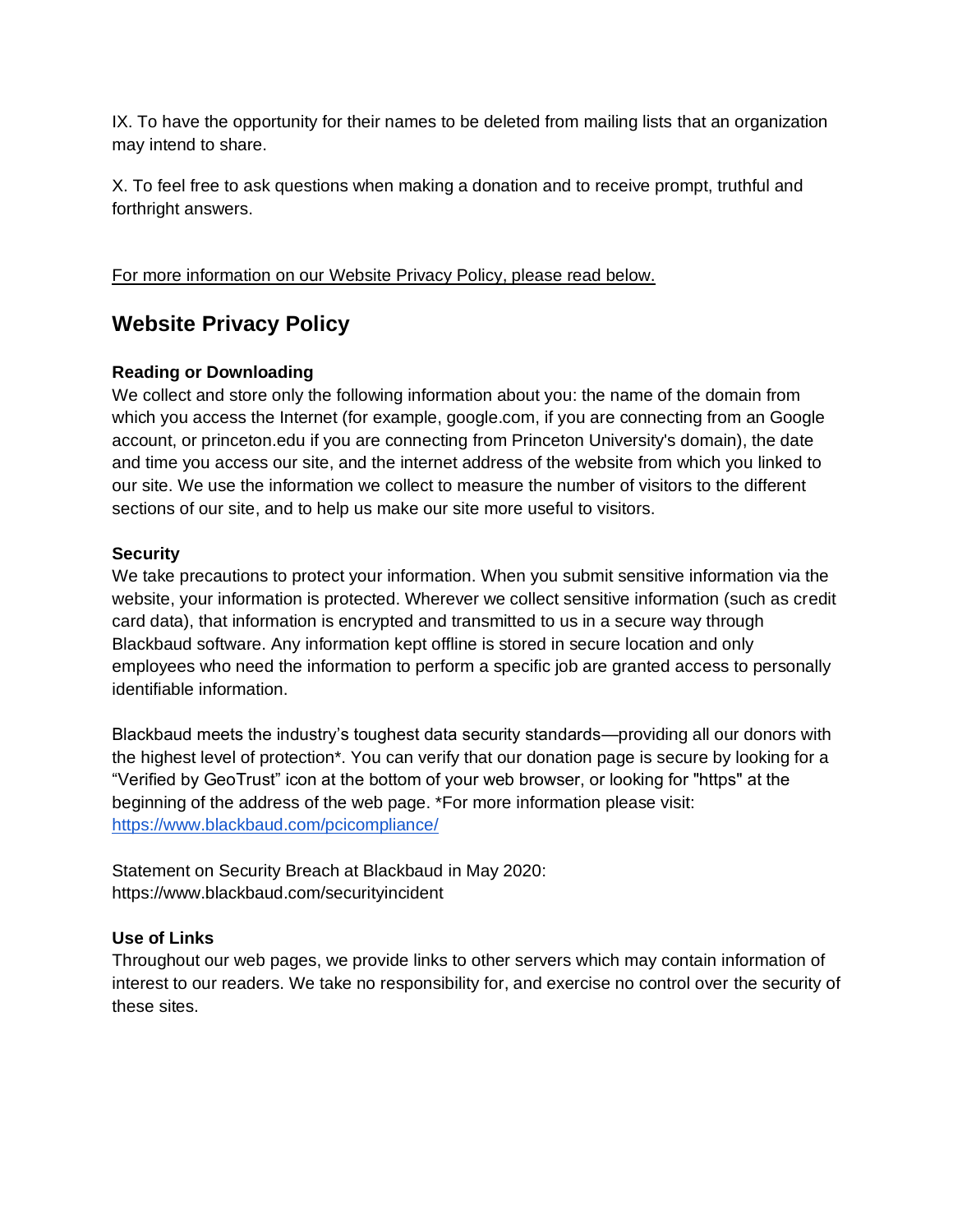IX. To have the opportunity for their names to be deleted from mailing lists that an organization may intend to share.

X. To feel free to ask questions when making a donation and to receive prompt, truthful and forthright answers.

For more information on our Website Privacy Policy, please read below.

## Website Privacy Policy

**Reading or Downloading**
We collect and store only the following information about you: the name of the domain from which you access the Internet (for example, google.com, if you are connecting from an Google account, or princeton.edu if you are connecting from Princeton University's domain), the date and time you access our site, and the internet address of the website from which you linked to our site. We use the information we collect to measure the number of visitors to the different sections of our site, and to help us make our site more useful to visitors.

**Security**
We take precautions to protect your information. When you submit sensitive information via the website, your information is protected. Wherever we collect sensitive information (such as credit card data), that information is encrypted and transmitted to us in a secure way through Blackbaud software. Any information kept offline is stored in secure location and only employees who need the information to perform a specific job are granted access to personally identifiable information.

Blackbaud meets the industry's toughest data security standards—providing all our donors with the highest level of protection*. You can verify that our donation page is secure by looking for a "Verified by GeoTrust" icon at the bottom of your web browser, or looking for "https" at the beginning of the address of the web page. *For more information please visit: https://www.blackbaud.com/pcicompliance/

Statement on Security Breach at Blackbaud in May 2020:
https://www.blackbaud.com/securityincident

**Use of Links**
Throughout our web pages, we provide links to other servers which may contain information of interest to our readers. We take no responsibility for, and exercise no control over the security of these sites.